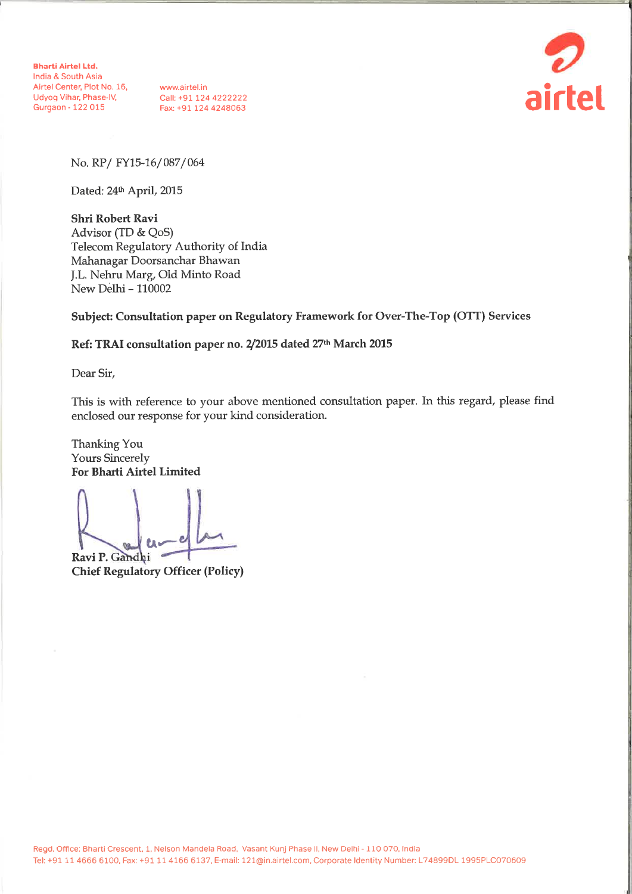**Bharti Airtel Ltd.**
India & South Asia
Airtel Center, Plot No. 16,
Udyog Vihar, Phase-IV,
Gurgaon - 122 015

www.airtel.in
Call: +91 124 4222222
Fax: +91 124 4248063

airtel

No. RP/ FY15-16/087/064

Dated: 24th April, 2015

**Shri Robert Ravi**
Advisor (TD & QoS)
Telecom Regulatory Authority of India
Mahanagar Doorsanchar Bhawan
J.L. Nehru Marg, Old Minto Road
New Delhi – 110002

**Subject: Consultation paper on Regulatory Framework for Over-The-Top (OTT) Services**

**Ref: TRAI consultation paper no. 2/2015 dated 27th March 2015**

Dear Sir,

This is with reference to your above mentioned consultation paper. In this regard, please find enclosed our response for your kind consideration.

Thanking You
Yours Sincerely
**For Bharti Airtel Limited**

**Ravi P. Gandhi**
**Chief Regulatory Officer (Policy)**

Regd. Office: Bharti Crescent, 1, Nelson Mandela Road, Vasant Kunj Phase II, New Delhi - 110 070, India
Tel: +91 11 4666 6100, Fax: +91 11 4166 6137, E-mail: 121@in.airtel.com, Corporate Identity Number: L74899DL1995PLC070609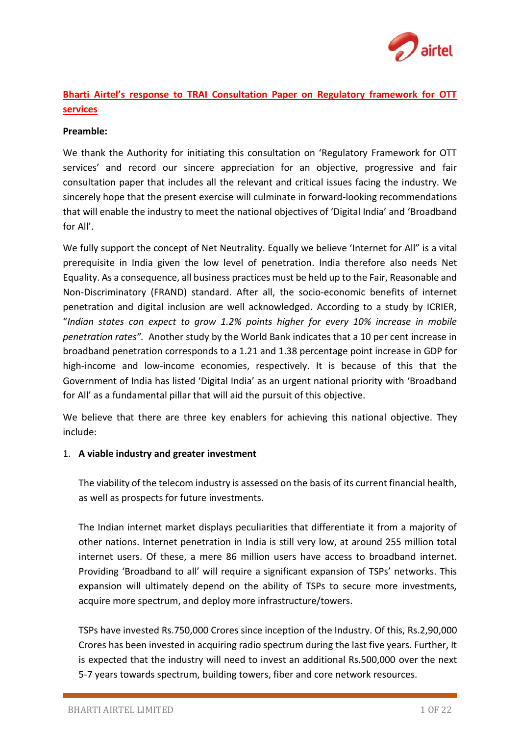## Bharti Airtel's response to TRAI Consultation Paper on Regulatory framework for OTT services

**Preamble:**

We thank the Authority for initiating this consultation on 'Regulatory Framework for OTT services' and record our sincere appreciation for an objective, progressive and fair consultation paper that includes all the relevant and critical issues facing the industry. We sincerely hope that the present exercise will culminate in forward-looking recommendations that will enable the industry to meet the national objectives of 'Digital India' and 'Broadband for All'.

We fully support the concept of Net Neutrality. Equally we believe 'Internet for All" is a vital prerequisite in India given the low level of penetration. India therefore also needs Net Equality. As a consequence, all business practices must be held up to the Fair, Reasonable and Non-Discriminatory (FRAND) standard. After all, the socio-economic benefits of internet penetration and digital inclusion are well acknowledged. According to a study by ICRIER, "*Indian states can expect to grow 1.2% points higher for every 10% increase in mobile penetration rates".* Another study by the World Bank indicates that a 10 per cent increase in broadband penetration corresponds to a 1.21 and 1.38 percentage point increase in GDP for high-income and low-income economies, respectively. It is because of this that the Government of India has listed 'Digital India' as an urgent national priority with 'Broadband for All' as a fundamental pillar that will aid the pursuit of this objective.

We believe that there are three key enablers for achieving this national objective. They include:

1. **A viable industry and greater investment**

   The viability of the telecom industry is assessed on the basis of its current financial health, as well as prospects for future investments.

   The Indian internet market displays peculiarities that differentiate it from a majority of other nations. Internet penetration in India is still very low, at around 255 million total internet users. Of these, a mere 86 million users have access to broadband internet. Providing 'Broadband to all' will require a significant expansion of TSPs' networks. This expansion will ultimately depend on the ability of TSPs to secure more investments, acquire more spectrum, and deploy more infrastructure/towers.

   TSPs have invested Rs.750,000 Crores since inception of the Industry. Of this, Rs.2,90,000 Crores has been invested in acquiring radio spectrum during the last five years. Further, It is expected that the industry will need to invest an additional Rs.500,000 over the next 5-7 years towards spectrum, building towers, fiber and core network resources.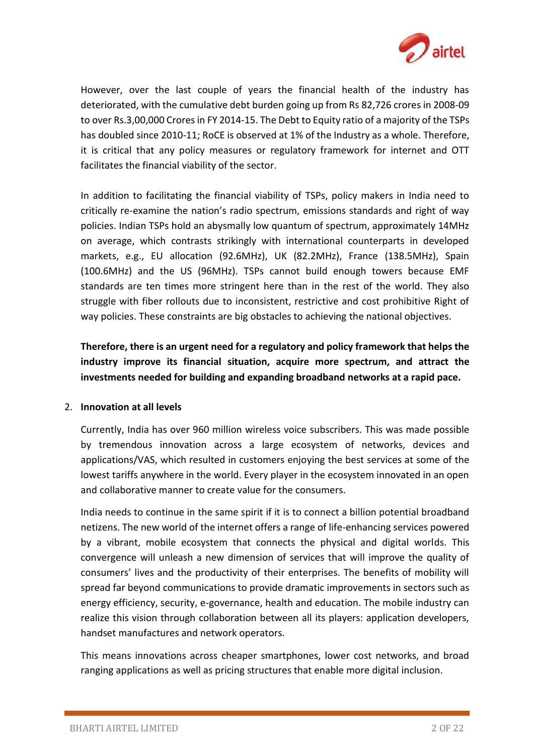However, over the last couple of years the financial health of the industry has deteriorated, with the cumulative debt burden going up from Rs 82,726 crores in 2008-09 to over Rs.3,00,000 Crores in FY 2014-15. The Debt to Equity ratio of a majority of the TSPs has doubled since 2010-11; RoCE is observed at 1% of the Industry as a whole. Therefore, it is critical that any policy measures or regulatory framework for internet and OTT facilitates the financial viability of the sector.

In addition to facilitating the financial viability of TSPs, policy makers in India need to critically re-examine the nation's radio spectrum, emissions standards and right of way policies. Indian TSPs hold an abysmally low quantum of spectrum, approximately 14MHz on average, which contrasts strikingly with international counterparts in developed markets, e.g., EU allocation (92.6MHz), UK (82.2MHz), France (138.5MHz), Spain (100.6MHz) and the US (96MHz). TSPs cannot build enough towers because EMF standards are ten times more stringent here than in the rest of the world. They also struggle with fiber rollouts due to inconsistent, restrictive and cost prohibitive Right of way policies. These constraints are big obstacles to achieving the national objectives.

**Therefore, there is an urgent need for a regulatory and policy framework that helps the industry improve its financial situation, acquire more spectrum, and attract the investments needed for building and expanding broadband networks at a rapid pace.**

2. **Innovation at all levels**

   Currently, India has over 960 million wireless voice subscribers. This was made possible by tremendous innovation across a large ecosystem of networks, devices and applications/VAS, which resulted in customers enjoying the best services at some of the lowest tariffs anywhere in the world. Every player in the ecosystem innovated in an open and collaborative manner to create value for the consumers.

   India needs to continue in the same spirit if it is to connect a billion potential broadband netizens. The new world of the internet offers a range of life-enhancing services powered by a vibrant, mobile ecosystem that connects the physical and digital worlds. This convergence will unleash a new dimension of services that will improve the quality of consumers' lives and the productivity of their enterprises. The benefits of mobility will spread far beyond communications to provide dramatic improvements in sectors such as energy efficiency, security, e-governance, health and education. The mobile industry can realize this vision through collaboration between all its players: application developers, handset manufactures and network operators.

   This means innovations across cheaper smartphones, lower cost networks, and broad ranging applications as well as pricing structures that enable more digital inclusion.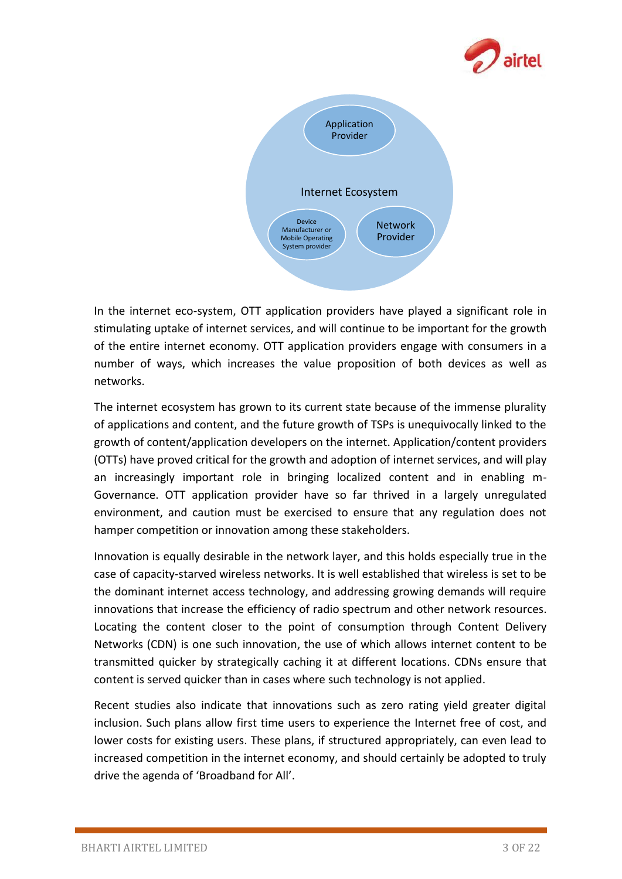Application Provider

Internet Ecosystem

Device Manufacturer or Mobile Operating System provider

Network Provider

In the internet eco-system, OTT application providers have played a significant role in stimulating uptake of internet services, and will continue to be important for the growth of the entire internet economy. OTT application providers engage with consumers in a number of ways, which increases the value proposition of both devices as well as networks.

The internet ecosystem has grown to its current state because of the immense plurality of applications and content, and the future growth of TSPs is unequivocally linked to the growth of content/application developers on the internet. Application/content providers (OTTs) have proved critical for the growth and adoption of internet services, and will play an increasingly important role in bringing localized content and in enabling m-Governance. OTT application provider have so far thrived in a largely unregulated environment, and caution must be exercised to ensure that any regulation does not hamper competition or innovation among these stakeholders.

Innovation is equally desirable in the network layer, and this holds especially true in the case of capacity-starved wireless networks. It is well established that wireless is set to be the dominant internet access technology, and addressing growing demands will require innovations that increase the efficiency of radio spectrum and other network resources. Locating the content closer to the point of consumption through Content Delivery Networks (CDN) is one such innovation, the use of which allows internet content to be transmitted quicker by strategically caching it at different locations. CDNs ensure that content is served quicker than in cases where such technology is not applied.

Recent studies also indicate that innovations such as zero rating yield greater digital inclusion. Such plans allow first time users to experience the Internet free of cost, and lower costs for existing users. These plans, if structured appropriately, can even lead to increased competition in the internet economy, and should certainly be adopted to truly drive the agenda of 'Broadband for All'.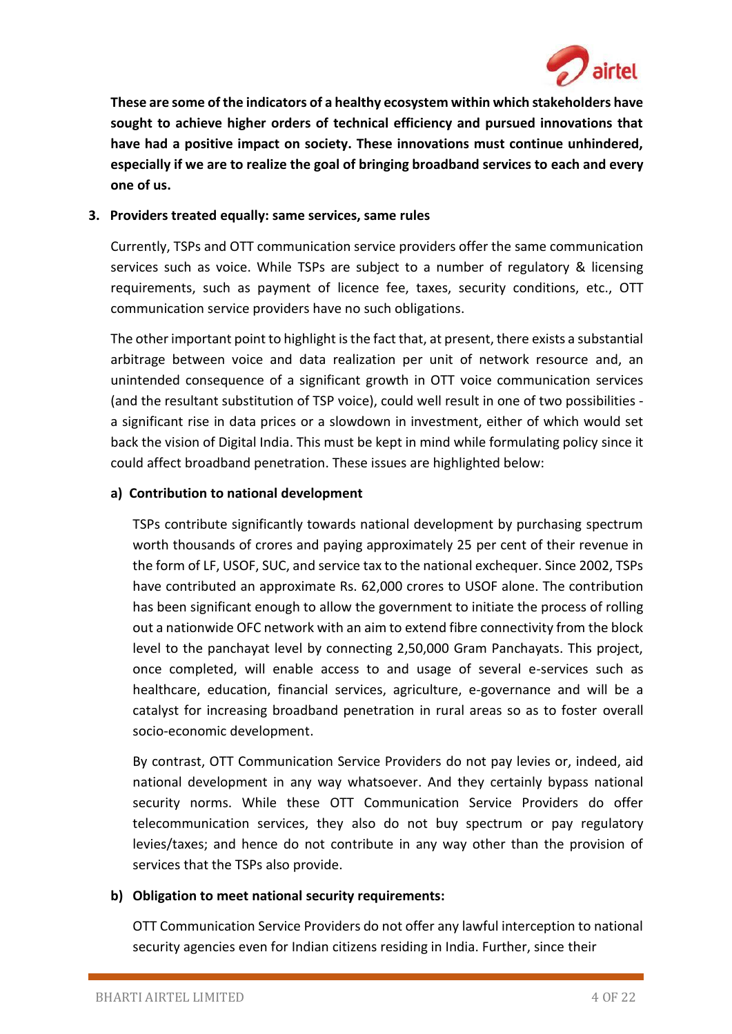**These are some of the indicators of a healthy ecosystem within which stakeholders have sought to achieve higher orders of technical efficiency and pursued innovations that have had a positive impact on society. These innovations must continue unhindered, especially if we are to realize the goal of bringing broadband services to each and every one of us.**

3. **Providers treated equally: same services, same rules**

Currently, TSPs and OTT communication service providers offer the same communication services such as voice. While TSPs are subject to a number of regulatory & licensing requirements, such as payment of licence fee, taxes, security conditions, etc., OTT communication service providers have no such obligations.

The other important point to highlight is the fact that, at present, there exists a substantial arbitrage between voice and data realization per unit of network resource and, an unintended consequence of a significant growth in OTT voice communication services (and the resultant substitution of TSP voice), could well result in one of two possibilities - a significant rise in data prices or a slowdown in investment, either of which would set back the vision of Digital India. This must be kept in mind while formulating policy since it could affect broadband penetration. These issues are highlighted below:

**a) Contribution to national development**

TSPs contribute significantly towards national development by purchasing spectrum worth thousands of crores and paying approximately 25 per cent of their revenue in the form of LF, USOF, SUC, and service tax to the national exchequer. Since 2002, TSPs have contributed an approximate Rs. 62,000 crores to USOF alone. The contribution has been significant enough to allow the government to initiate the process of rolling out a nationwide OFC network with an aim to extend fibre connectivity from the block level to the panchayat level by connecting 2,50,000 Gram Panchayats. This project, once completed, will enable access to and usage of several e-services such as healthcare, education, financial services, agriculture, e-governance and will be a catalyst for increasing broadband penetration in rural areas so as to foster overall socio-economic development.

By contrast, OTT Communication Service Providers do not pay levies or, indeed, aid national development in any way whatsoever. And they certainly bypass national security norms. While these OTT Communication Service Providers do offer telecommunication services, they also do not buy spectrum or pay regulatory levies/taxes; and hence do not contribute in any way other than the provision of services that the TSPs also provide.

**b) Obligation to meet national security requirements:**

OTT Communication Service Providers do not offer any lawful interception to national security agencies even for Indian citizens residing in India. Further, since their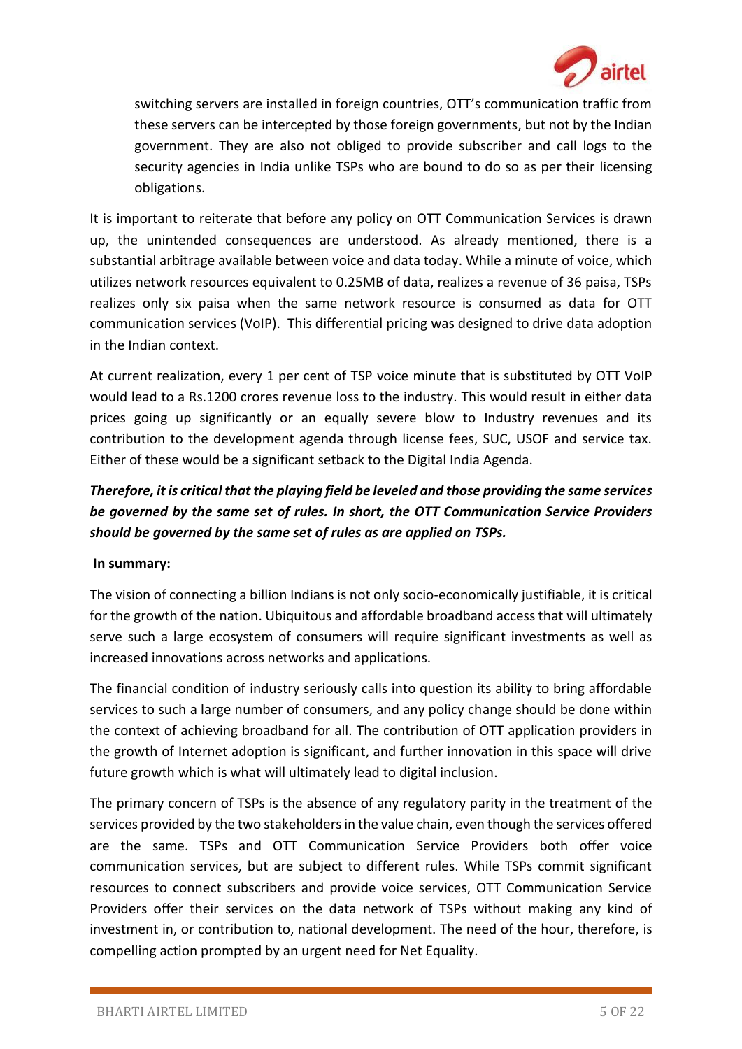switching servers are installed in foreign countries, OTT's communication traffic from these servers can be intercepted by those foreign governments, but not by the Indian government. They are also not obliged to provide subscriber and call logs to the security agencies in India unlike TSPs who are bound to do so as per their licensing obligations.

It is important to reiterate that before any policy on OTT Communication Services is drawn up, the unintended consequences are understood. As already mentioned, there is a substantial arbitrage available between voice and data today. While a minute of voice, which utilizes network resources equivalent to 0.25MB of data, realizes a revenue of 36 paisa, TSPs realizes only six paisa when the same network resource is consumed as data for OTT communication services (VoIP). This differential pricing was designed to drive data adoption in the Indian context.

At current realization, every 1 per cent of TSP voice minute that is substituted by OTT VoIP would lead to a Rs.1200 crores revenue loss to the industry. This would result in either data prices going up significantly or an equally severe blow to Industry revenues and its contribution to the development agenda through license fees, SUC, USOF and service tax. Either of these would be a significant setback to the Digital India Agenda.

***Therefore, it is critical that the playing field be leveled and those providing the same services be governed by the same set of rules. In short, the OTT Communication Service Providers should be governed by the same set of rules as are applied on TSPs.***

**In summary:**

The vision of connecting a billion Indians is not only socio-economically justifiable, it is critical for the growth of the nation. Ubiquitous and affordable broadband access that will ultimately serve such a large ecosystem of consumers will require significant investments as well as increased innovations across networks and applications.

The financial condition of industry seriously calls into question its ability to bring affordable services to such a large number of consumers, and any policy change should be done within the context of achieving broadband for all. The contribution of OTT application providers in the growth of Internet adoption is significant, and further innovation in this space will drive future growth which is what will ultimately lead to digital inclusion.

The primary concern of TSPs is the absence of any regulatory parity in the treatment of the services provided by the two stakeholders in the value chain, even though the services offered are the same. TSPs and OTT Communication Service Providers both offer voice communication services, but are subject to different rules. While TSPs commit significant resources to connect subscribers and provide voice services, OTT Communication Service Providers offer their services on the data network of TSPs without making any kind of investment in, or contribution to, national development. The need of the hour, therefore, is compelling action prompted by an urgent need for Net Equality.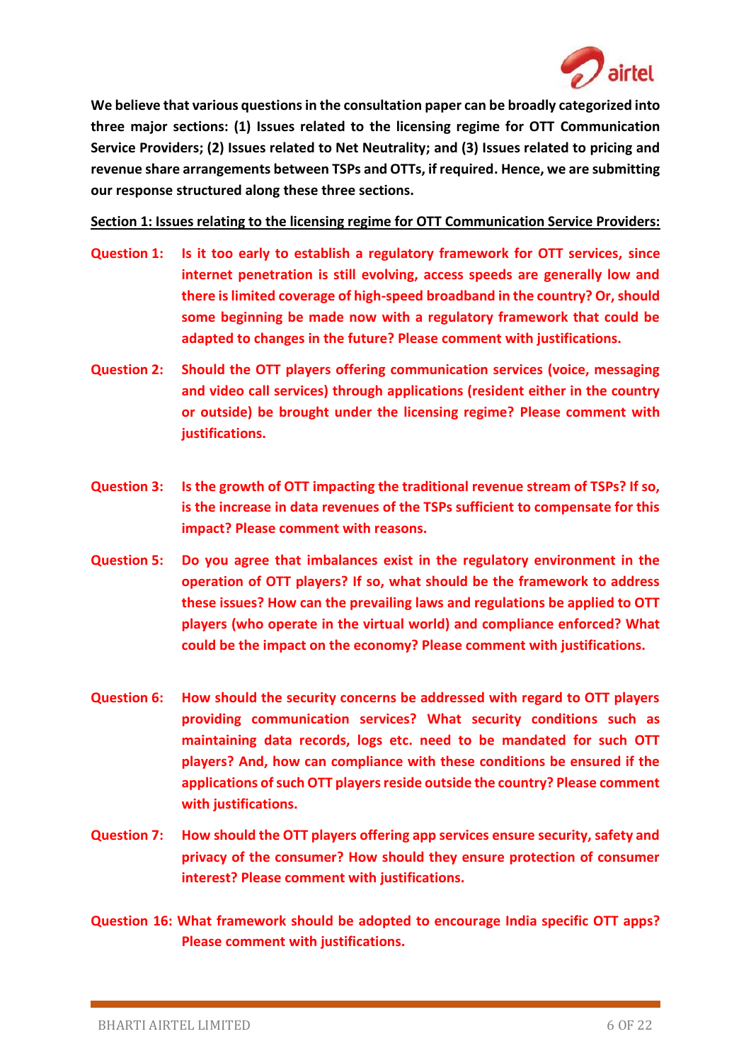**We believe that various questions in the consultation paper can be broadly categorized into three major sections: (1) Issues related to the licensing regime for OTT Communication Service Providers; (2) Issues related to Net Neutrality; and (3) Issues related to pricing and revenue share arrangements between TSPs and OTTs, if required. Hence, we are submitting our response structured along these three sections.**

**<u>Section 1: Issues relating to the licensing regime for OTT Communication Service Providers:</u>**

**Question 1:** **Is it too early to establish a regulatory framework for OTT services, since internet penetration is still evolving, access speeds are generally low and there is limited coverage of high-speed broadband in the country? Or, should some beginning be made now with a regulatory framework that could be adapted to changes in the future? Please comment with justifications.**

**Question 2:** **Should the OTT players offering communication services (voice, messaging and video call services) through applications (resident either in the country or outside) be brought under the licensing regime? Please comment with justifications.**

**Question 3:** **Is the growth of OTT impacting the traditional revenue stream of TSPs? If so, is the increase in data revenues of the TSPs sufficient to compensate for this impact? Please comment with reasons.**

**Question 5:** **Do you agree that imbalances exist in the regulatory environment in the operation of OTT players? If so, what should be the framework to address these issues? How can the prevailing laws and regulations be applied to OTT players (who operate in the virtual world) and compliance enforced? What could be the impact on the economy? Please comment with justifications.**

**Question 6:** **How should the security concerns be addressed with regard to OTT players providing communication services? What security conditions such as maintaining data records, logs etc. need to be mandated for such OTT players? And, how can compliance with these conditions be ensured if the applications of such OTT players reside outside the country? Please comment with justifications.**

**Question 7:** **How should the OTT players offering app services ensure security, safety and privacy of the consumer? How should they ensure protection of consumer interest? Please comment with justifications.**

**Question 16:** **What framework should be adopted to encourage India specific OTT apps? Please comment with justifications.**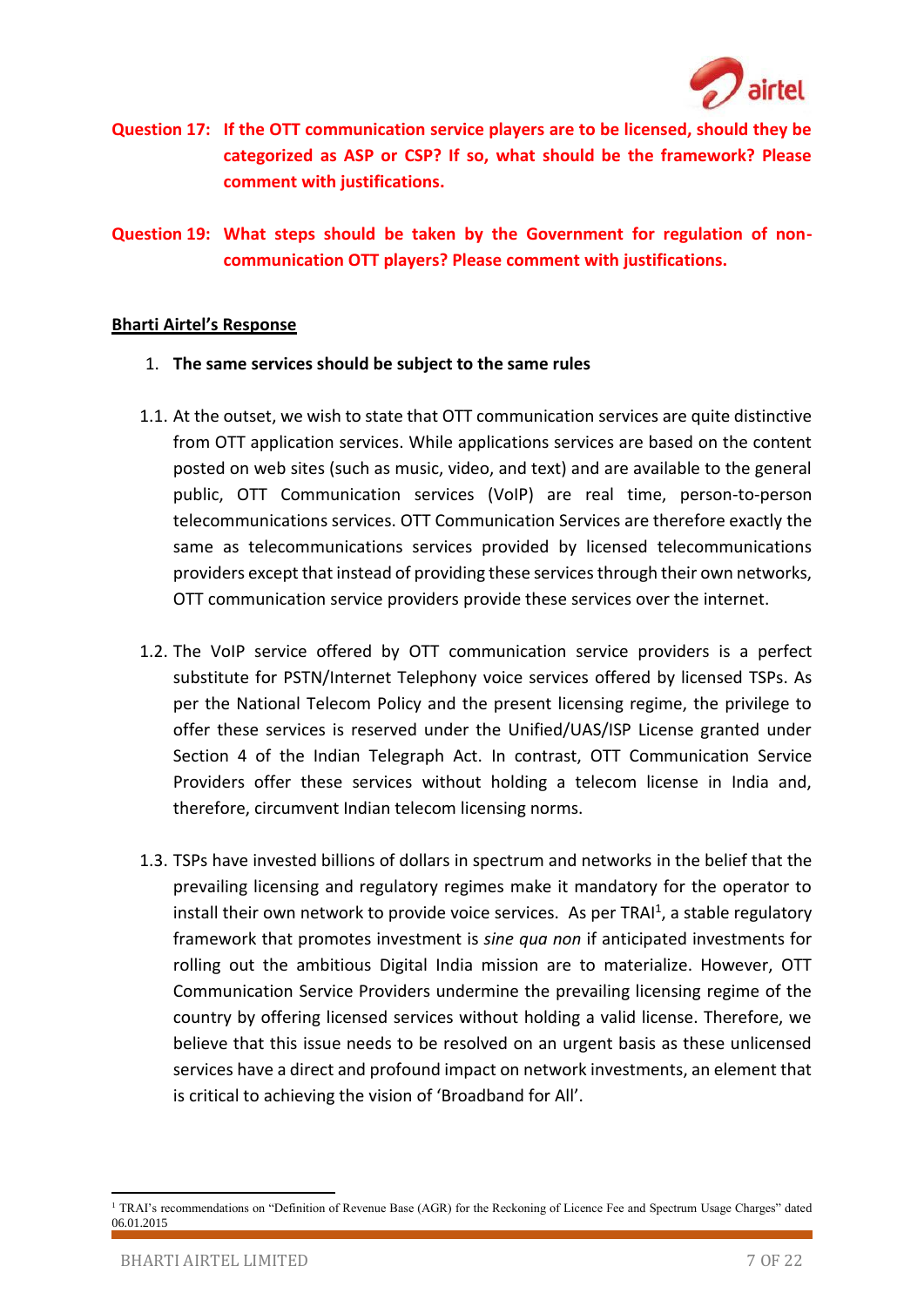**Question 17: If the OTT communication service players are to be licensed, should they be categorized as ASP or CSP? If so, what should be the framework? Please comment with justifications.**

**Question 19: What steps should be taken by the Government for regulation of non-communication OTT players? Please comment with justifications.**

**Bharti Airtel's Response**

1. **The same services should be subject to the same rules**

1.1. At the outset, we wish to state that OTT communication services are quite distinctive from OTT application services. While applications services are based on the content posted on web sites (such as music, video, and text) and are available to the general public, OTT Communication services (VoIP) are real time, person-to-person telecommunications services. OTT Communication Services are therefore exactly the same as telecommunications services provided by licensed telecommunications providers except that instead of providing these services through their own networks, OTT communication service providers provide these services over the internet.

1.2. The VoIP service offered by OTT communication service providers is a perfect substitute for PSTN/Internet Telephony voice services offered by licensed TSPs. As per the National Telecom Policy and the present licensing regime, the privilege to offer these services is reserved under the Unified/UAS/ISP License granted under Section 4 of the Indian Telegraph Act. In contrast, OTT Communication Service Providers offer these services without holding a telecom license in India and, therefore, circumvent Indian telecom licensing norms.

1.3. TSPs have invested billions of dollars in spectrum and networks in the belief that the prevailing licensing and regulatory regimes make it mandatory for the operator to install their own network to provide voice services. As per TRAI[1], a stable regulatory framework that promotes investment is *sine qua non* if anticipated investments for rolling out the ambitious Digital India mission are to materialize. However, OTT Communication Service Providers undermine the prevailing licensing regime of the country by offering licensed services without holding a valid license. Therefore, we believe that this issue needs to be resolved on an urgent basis as these unlicensed services have a direct and profound impact on network investments, an element that is critical to achieving the vision of 'Broadband for All'.

[1] TRAI's recommendations on "Definition of Revenue Base (AGR) for the Reckoning of Licence Fee and Spectrum Usage Charges" dated 06.01.2015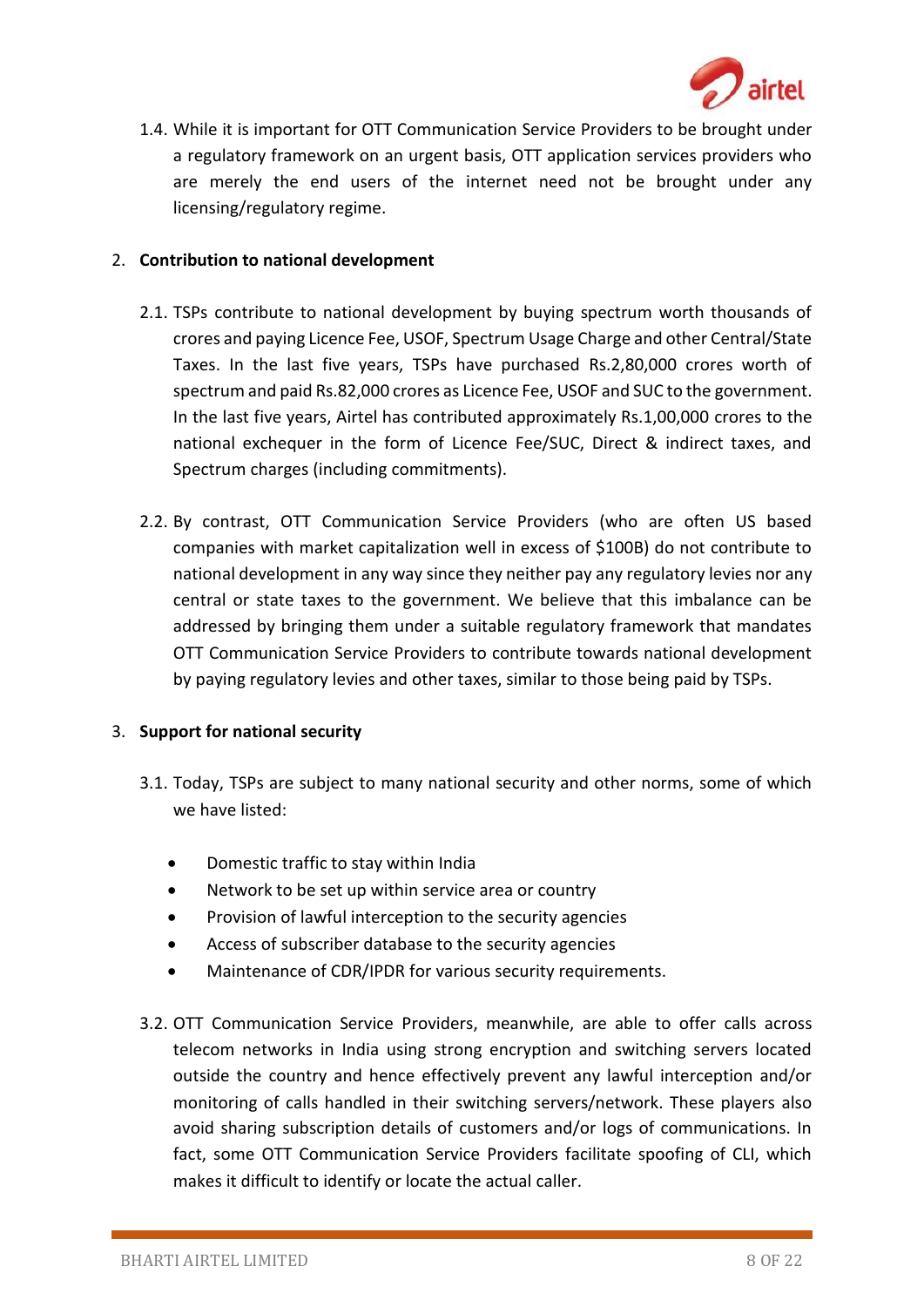1.4. While it is important for OTT Communication Service Providers to be brought under a regulatory framework on an urgent basis, OTT application services providers who are merely the end users of the internet need not be brought under any licensing/regulatory regime.

2. **Contribution to national development**

2.1. TSPs contribute to national development by buying spectrum worth thousands of crores and paying Licence Fee, USOF, Spectrum Usage Charge and other Central/State Taxes. In the last five years, TSPs have purchased Rs.2,80,000 crores worth of spectrum and paid Rs.82,000 crores as Licence Fee, USOF and SUC to the government. In the last five years, Airtel has contributed approximately Rs.1,00,000 crores to the national exchequer in the form of Licence Fee/SUC, Direct & indirect taxes, and Spectrum charges (including commitments).

2.2. By contrast, OTT Communication Service Providers (who are often US based companies with market capitalization well in excess of $100B) do not contribute to national development in any way since they neither pay any regulatory levies nor any central or state taxes to the government. We believe that this imbalance can be addressed by bringing them under a suitable regulatory framework that mandates OTT Communication Service Providers to contribute towards national development by paying regulatory levies and other taxes, similar to those being paid by TSPs.

3. **Support for national security**

3.1. Today, TSPs are subject to many national security and other norms, some of which we have listed:

- Domestic traffic to stay within India
- Network to be set up within service area or country
- Provision of lawful interception to the security agencies
- Access of subscriber database to the security agencies
- Maintenance of CDR/IPDR for various security requirements.

3.2. OTT Communication Service Providers, meanwhile, are able to offer calls across telecom networks in India using strong encryption and switching servers located outside the country and hence effectively prevent any lawful interception and/or monitoring of calls handled in their switching servers/network. These players also avoid sharing subscription details of customers and/or logs of communications. In fact, some OTT Communication Service Providers facilitate spoofing of CLI, which makes it difficult to identify or locate the actual caller.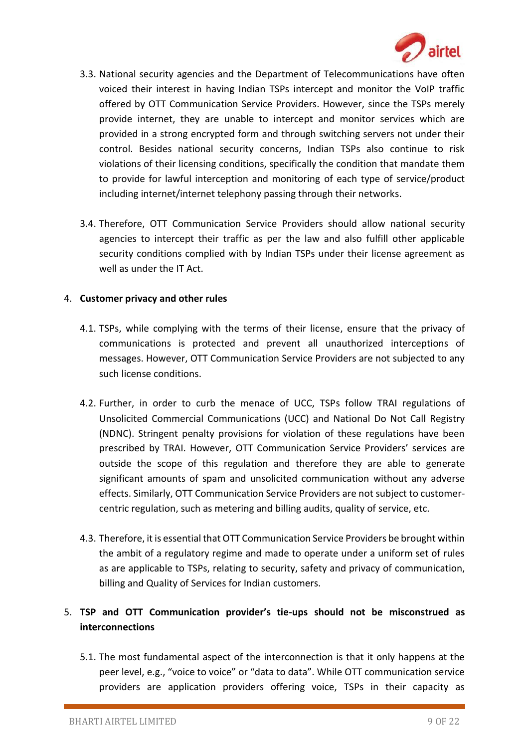3.3. National security agencies and the Department of Telecommunications have often voiced their interest in having Indian TSPs intercept and monitor the VoIP traffic offered by OTT Communication Service Providers. However, since the TSPs merely provide internet, they are unable to intercept and monitor services which are provided in a strong encrypted form and through switching servers not under their control. Besides national security concerns, Indian TSPs also continue to risk violations of their licensing conditions, specifically the condition that mandate them to provide for lawful interception and monitoring of each type of service/product including internet/internet telephony passing through their networks.

3.4. Therefore, OTT Communication Service Providers should allow national security agencies to intercept their traffic as per the law and also fulfill other applicable security conditions complied with by Indian TSPs under their license agreement as well as under the IT Act.

4. **Customer privacy and other rules**

4.1. TSPs, while complying with the terms of their license, ensure that the privacy of communications is protected and prevent all unauthorized interceptions of messages. However, OTT Communication Service Providers are not subjected to any such license conditions.

4.2. Further, in order to curb the menace of UCC, TSPs follow TRAI regulations of Unsolicited Commercial Communications (UCC) and National Do Not Call Registry (NDNC). Stringent penalty provisions for violation of these regulations have been prescribed by TRAI. However, OTT Communication Service Providers' services are outside the scope of this regulation and therefore they are able to generate significant amounts of spam and unsolicited communication without any adverse effects. Similarly, OTT Communication Service Providers are not subject to customer-centric regulation, such as metering and billing audits, quality of service, etc.

4.3. Therefore, it is essential that OTT Communication Service Providers be brought within the ambit of a regulatory regime and made to operate under a uniform set of rules as are applicable to TSPs, relating to security, safety and privacy of communication, billing and Quality of Services for Indian customers.

5. **TSP and OTT Communication provider's tie-ups should not be misconstrued as interconnections**

5.1. The most fundamental aspect of the interconnection is that it only happens at the peer level, e.g., "voice to voice" or "data to data". While OTT communication service providers are application providers offering voice, TSPs in their capacity as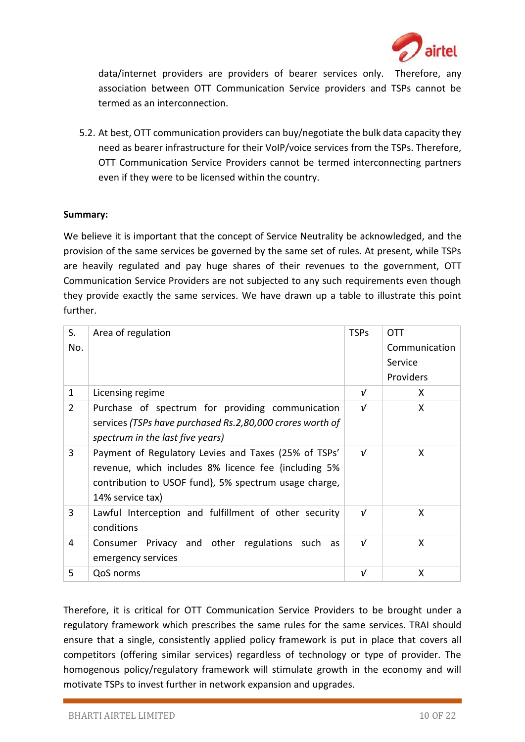data/internet providers are providers of bearer services only. Therefore, any association between OTT Communication Service providers and TSPs cannot be termed as an interconnection.

5.2. At best, OTT communication providers can buy/negotiate the bulk data capacity they need as bearer infrastructure for their VoIP/voice services from the TSPs. Therefore, OTT Communication Service Providers cannot be termed interconnecting partners even if they were to be licensed within the country.

**Summary:**

We believe it is important that the concept of Service Neutrality be acknowledged, and the provision of the same services be governed by the same set of rules. At present, while TSPs are heavily regulated and pay huge shares of their revenues to the government, OTT Communication Service Providers are not subjected to any such requirements even though they provide exactly the same services. We have drawn up a table to illustrate this point further.

| S. No. | Area of regulation | TSPs | OTT Communication Service Providers |
|---|---|---|---|
| 1 | Licensing regime | √ | X |
| 2 | Purchase of spectrum for providing communication services *(TSPs have purchased Rs.2,80,000 crores worth of spectrum in the last five years)* | √ | X |
| 3 | Payment of Regulatory Levies and Taxes (25% of TSPs' revenue, which includes 8% licence fee {including 5% contribution to USOF fund}, 5% spectrum usage charge, 14% service tax) | √ | X |
| 3 | Lawful Interception and fulfillment of other security conditions | √ | X |
| 4 | Consumer Privacy and other regulations such as emergency services | √ | X |
| 5 | QoS norms | √ | X |

Therefore, it is critical for OTT Communication Service Providers to be brought under a regulatory framework which prescribes the same rules for the same services. TRAI should ensure that a single, consistently applied policy framework is put in place that covers all competitors (offering similar services) regardless of technology or type of provider. The homogenous policy/regulatory framework will stimulate growth in the economy and will motivate TSPs to invest further in network expansion and upgrades.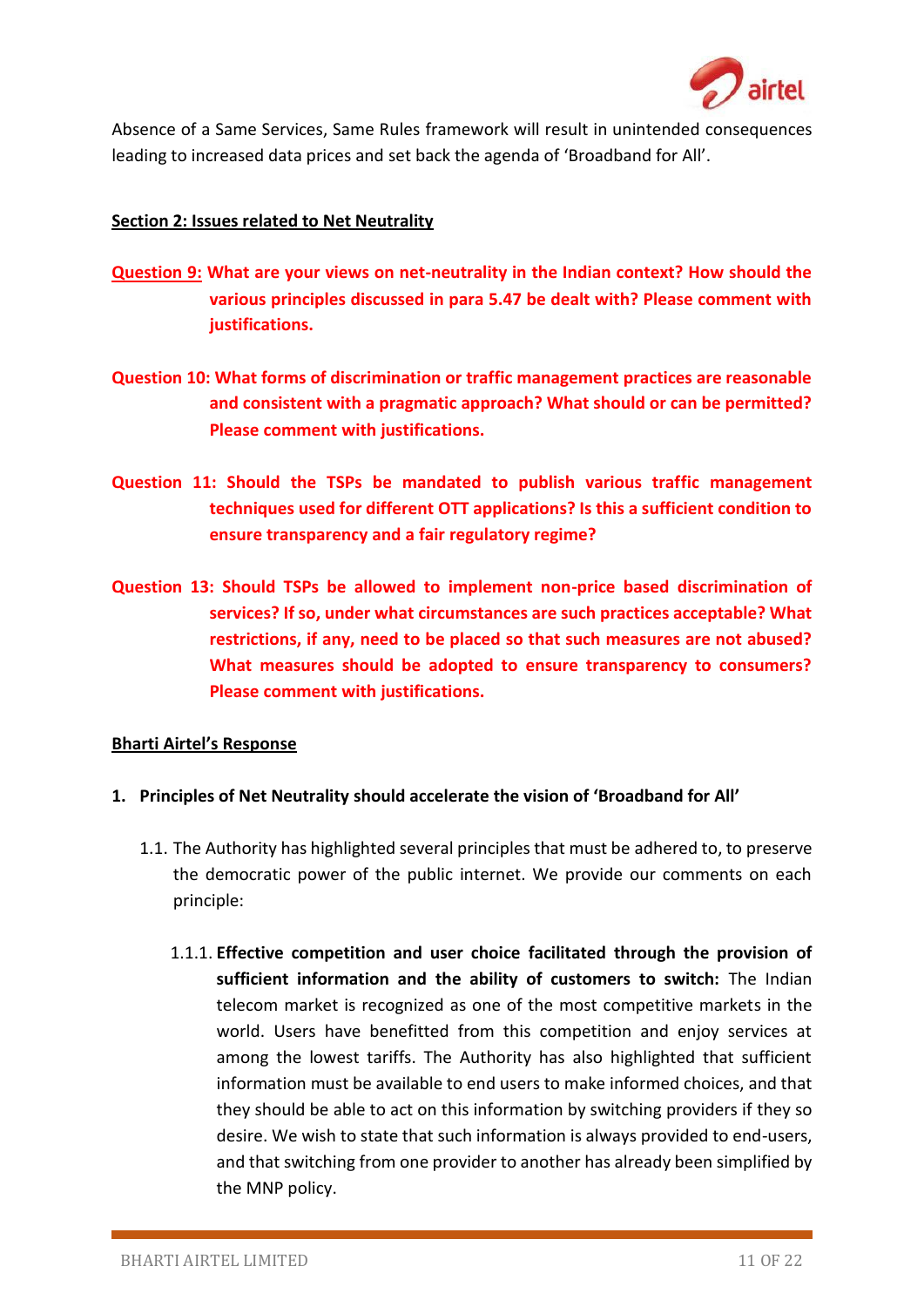Absence of a Same Services, Same Rules framework will result in unintended consequences leading to increased data prices and set back the agenda of 'Broadband for All'.

**Section 2: Issues related to Net Neutrality**

**Question 9: What are your views on net-neutrality in the Indian context? How should the various principles discussed in para 5.47 be dealt with? Please comment with justifications.**

**Question 10: What forms of discrimination or traffic management practices are reasonable and consistent with a pragmatic approach? What should or can be permitted? Please comment with justifications.**

**Question 11: Should the TSPs be mandated to publish various traffic management techniques used for different OTT applications? Is this a sufficient condition to ensure transparency and a fair regulatory regime?**

**Question 13: Should TSPs be allowed to implement non-price based discrimination of services? If so, under what circumstances are such practices acceptable? What restrictions, if any, need to be placed so that such measures are not abused? What measures should be adopted to ensure transparency to consumers? Please comment with justifications.**

**Bharti Airtel's Response**

**1. Principles of Net Neutrality should accelerate the vision of 'Broadband for All'**

1.1. The Authority has highlighted several principles that must be adhered to, to preserve the democratic power of the public internet. We provide our comments on each principle:

1.1.1. **Effective competition and user choice facilitated through the provision of sufficient information and the ability of customers to switch:** The Indian telecom market is recognized as one of the most competitive markets in the world. Users have benefitted from this competition and enjoy services at among the lowest tariffs. The Authority has also highlighted that sufficient information must be available to end users to make informed choices, and that they should be able to act on this information by switching providers if they so desire. We wish to state that such information is always provided to end-users, and that switching from one provider to another has already been simplified by the MNP policy.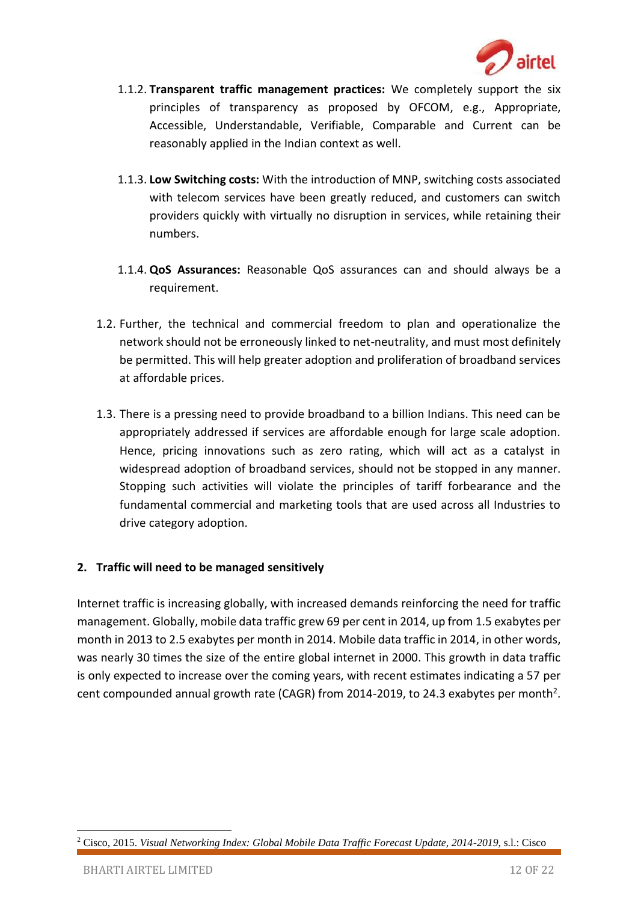1.1.2. **Transparent traffic management practices:** We completely support the six principles of transparency as proposed by OFCOM, e.g., Appropriate, Accessible, Understandable, Verifiable, Comparable and Current can be reasonably applied in the Indian context as well.

1.1.3. **Low Switching costs:** With the introduction of MNP, switching costs associated with telecom services have been greatly reduced, and customers can switch providers quickly with virtually no disruption in services, while retaining their numbers.

1.1.4. **QoS Assurances:** Reasonable QoS assurances can and should always be a requirement.

1.2. Further, the technical and commercial freedom to plan and operationalize the network should not be erroneously linked to net-neutrality, and must most definitely be permitted. This will help greater adoption and proliferation of broadband services at affordable prices.

1.3. There is a pressing need to provide broadband to a billion Indians. This need can be appropriately addressed if services are affordable enough for large scale adoption. Hence, pricing innovations such as zero rating, which will act as a catalyst in widespread adoption of broadband services, should not be stopped in any manner. Stopping such activities will violate the principles of tariff forbearance and the fundamental commercial and marketing tools that are used across all Industries to drive category adoption.

## 2. Traffic will need to be managed sensitively

Internet traffic is increasing globally, with increased demands reinforcing the need for traffic management. Globally, mobile data traffic grew 69 per cent in 2014, up from 1.5 exabytes per month in 2013 to 2.5 exabytes per month in 2014. Mobile data traffic in 2014, in other words, was nearly 30 times the size of the entire global internet in 2000. This growth in data traffic is only expected to increase over the coming years, with recent estimates indicating a 57 per cent compounded annual growth rate (CAGR) from 2014-2019, to 24.3 exabytes per month[2].

---

[2] Cisco, 2015. *Visual Networking Index: Global Mobile Data Traffic Forecast Update, 2014-2019*, s.l.: Cisco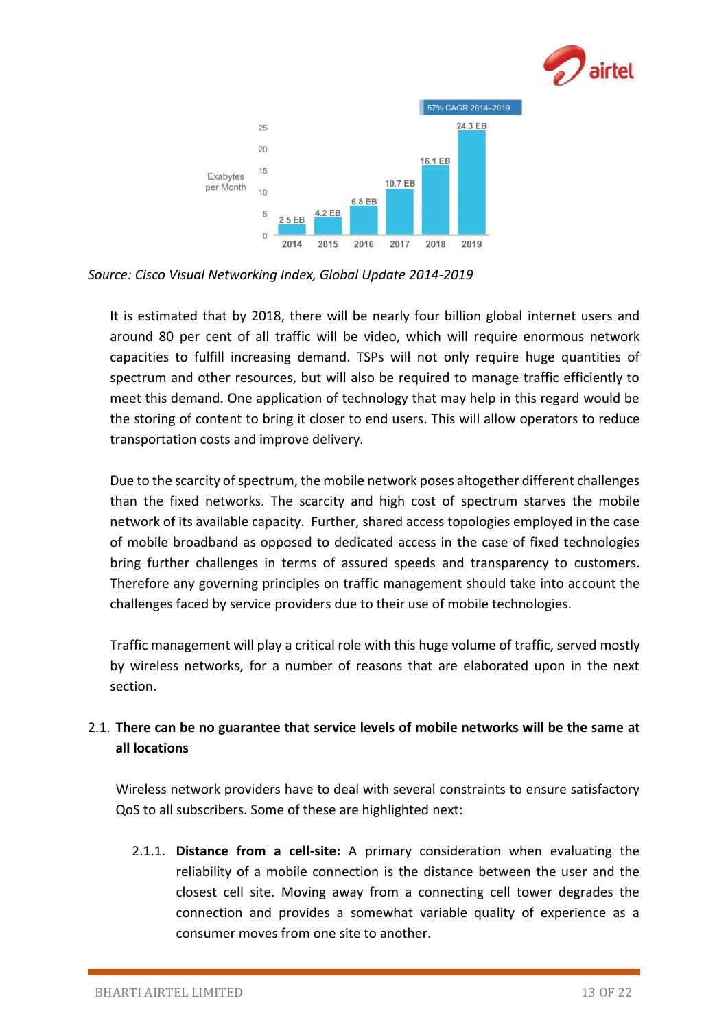| Year | Exabytes per Month |
|---|---|
| 2014 | 2.5 EB |
| 2015 | 4.2 EB |
| 2016 | 6.8 EB |
| 2017 | 10.7 EB |
| 2018 | 16.1 EB |
| 2019 | 24.3 EB |

57% CAGR 2014–2019

*Source: Cisco Visual Networking Index, Global Update 2014-2019*

It is estimated that by 2018, there will be nearly four billion global internet users and around 80 per cent of all traffic will be video, which will require enormous network capacities to fulfill increasing demand. TSPs will not only require huge quantities of spectrum and other resources, but will also be required to manage traffic efficiently to meet this demand. One application of technology that may help in this regard would be the storing of content to bring it closer to end users. This will allow operators to reduce transportation costs and improve delivery.

Due to the scarcity of spectrum, the mobile network poses altogether different challenges than the fixed networks. The scarcity and high cost of spectrum starves the mobile network of its available capacity. Further, shared access topologies employed in the case of mobile broadband as opposed to dedicated access in the case of fixed technologies bring further challenges in terms of assured speeds and transparency to customers. Therefore any governing principles on traffic management should take into account the challenges faced by service providers due to their use of mobile technologies.

Traffic management will play a critical role with this huge volume of traffic, served mostly by wireless networks, for a number of reasons that are elaborated upon in the next section.

### 2.1. There can be no guarantee that service levels of mobile networks will be the same at all locations

Wireless network providers have to deal with several constraints to ensure satisfactory QoS to all subscribers. Some of these are highlighted next:

2.1.1. **Distance from a cell-site:** A primary consideration when evaluating the reliability of a mobile connection is the distance between the user and the closest cell site. Moving away from a connecting cell tower degrades the connection and provides a somewhat variable quality of experience as a consumer moves from one site to another.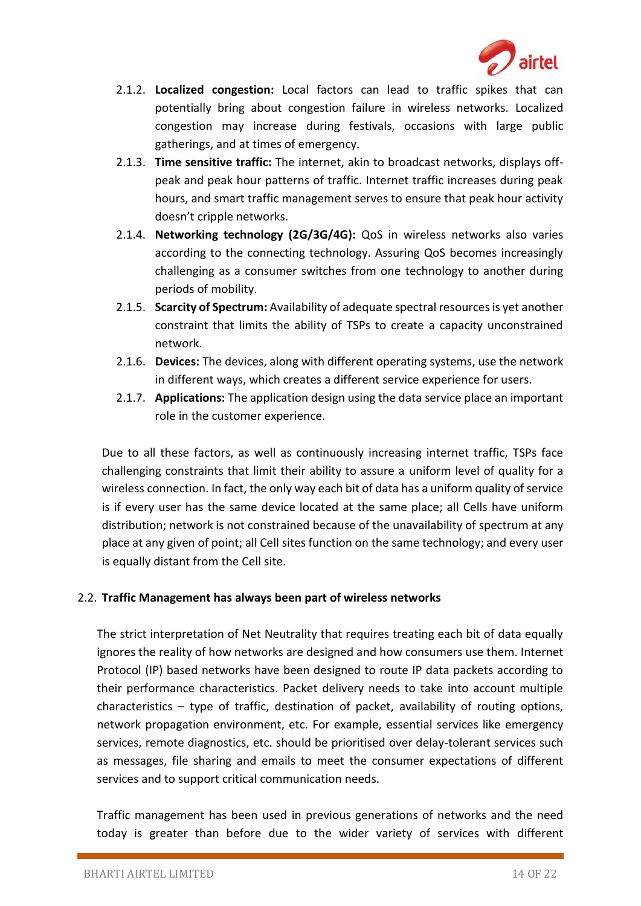2.1.2. **Localized congestion:** Local factors can lead to traffic spikes that can potentially bring about congestion failure in wireless networks. Localized congestion may increase during festivals, occasions with large public gatherings, and at times of emergency.

2.1.3. **Time sensitive traffic:** The internet, akin to broadcast networks, displays off-peak and peak hour patterns of traffic. Internet traffic increases during peak hours, and smart traffic management serves to ensure that peak hour activity doesn't cripple networks.

2.1.4. **Networking technology (2G/3G/4G):** QoS in wireless networks also varies according to the connecting technology. Assuring QoS becomes increasingly challenging as a consumer switches from one technology to another during periods of mobility.

2.1.5. **Scarcity of Spectrum:** Availability of adequate spectral resources is yet another constraint that limits the ability of TSPs to create a capacity unconstrained network.

2.1.6. **Devices:** The devices, along with different operating systems, use the network in different ways, which creates a different service experience for users.

2.1.7. **Applications:** The application design using the data service place an important role in the customer experience.

Due to all these factors, as well as continuously increasing internet traffic, TSPs face challenging constraints that limit their ability to assure a uniform level of quality for a wireless connection. In fact, the only way each bit of data has a uniform quality of service is if every user has the same device located at the same place; all Cells have uniform distribution; network is not constrained because of the unavailability of spectrum at any place at any given of point; all Cell sites function on the same technology; and every user is equally distant from the Cell site.

## 2.2. Traffic Management has always been part of wireless networks

The strict interpretation of Net Neutrality that requires treating each bit of data equally ignores the reality of how networks are designed and how consumers use them. Internet Protocol (IP) based networks have been designed to route IP data packets according to their performance characteristics. Packet delivery needs to take into account multiple characteristics – type of traffic, destination of packet, availability of routing options, network propagation environment, etc. For example, essential services like emergency services, remote diagnostics, etc. should be prioritised over delay-tolerant services such as messages, file sharing and emails to meet the consumer expectations of different services and to support critical communication needs.

Traffic management has been used in previous generations of networks and the need today is greater than before due to the wider variety of services with different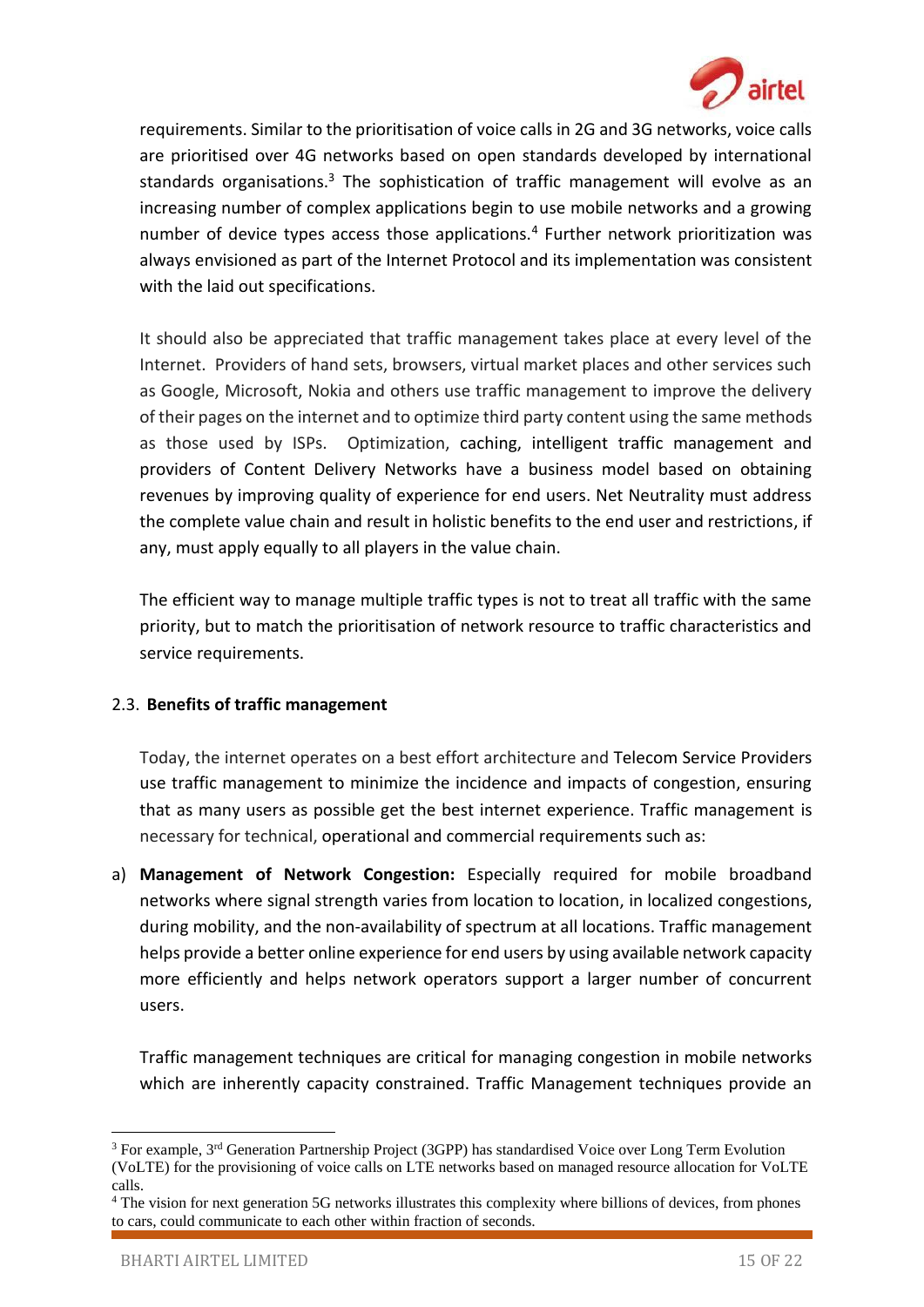requirements. Similar to the prioritisation of voice calls in 2G and 3G networks, voice calls are prioritised over 4G networks based on open standards developed by international standards organisations.[3] The sophistication of traffic management will evolve as an increasing number of complex applications begin to use mobile networks and a growing number of device types access those applications.[4] Further network prioritization was always envisioned as part of the Internet Protocol and its implementation was consistent with the laid out specifications.

It should also be appreciated that traffic management takes place at every level of the Internet. Providers of hand sets, browsers, virtual market places and other services such as Google, Microsoft, Nokia and others use traffic management to improve the delivery of their pages on the internet and to optimize third party content using the same methods as those used by ISPs. Optimization, caching, intelligent traffic management and providers of Content Delivery Networks have a business model based on obtaining revenues by improving quality of experience for end users. Net Neutrality must address the complete value chain and result in holistic benefits to the end user and restrictions, if any, must apply equally to all players in the value chain.

The efficient way to manage multiple traffic types is not to treat all traffic with the same priority, but to match the prioritisation of network resource to traffic characteristics and service requirements.

## 2.3. Benefits of traffic management

Today, the internet operates on a best effort architecture and Telecom Service Providers use traffic management to minimize the incidence and impacts of congestion, ensuring that as many users as possible get the best internet experience. Traffic management is necessary for technical, operational and commercial requirements such as:

a) **Management of Network Congestion:** Especially required for mobile broadband networks where signal strength varies from location to location, in localized congestions, during mobility, and the non-availability of spectrum at all locations. Traffic management helps provide a better online experience for end users by using available network capacity more efficiently and helps network operators support a larger number of concurrent users.

Traffic management techniques are critical for managing congestion in mobile networks which are inherently capacity constrained. Traffic Management techniques provide an

---

[3] For example, 3rd Generation Partnership Project (3GPP) has standardised Voice over Long Term Evolution (VoLTE) for the provisioning of voice calls on LTE networks based on managed resource allocation for VoLTE calls.

[4] The vision for next generation 5G networks illustrates this complexity where billions of devices, from phones to cars, could communicate to each other within fraction of seconds.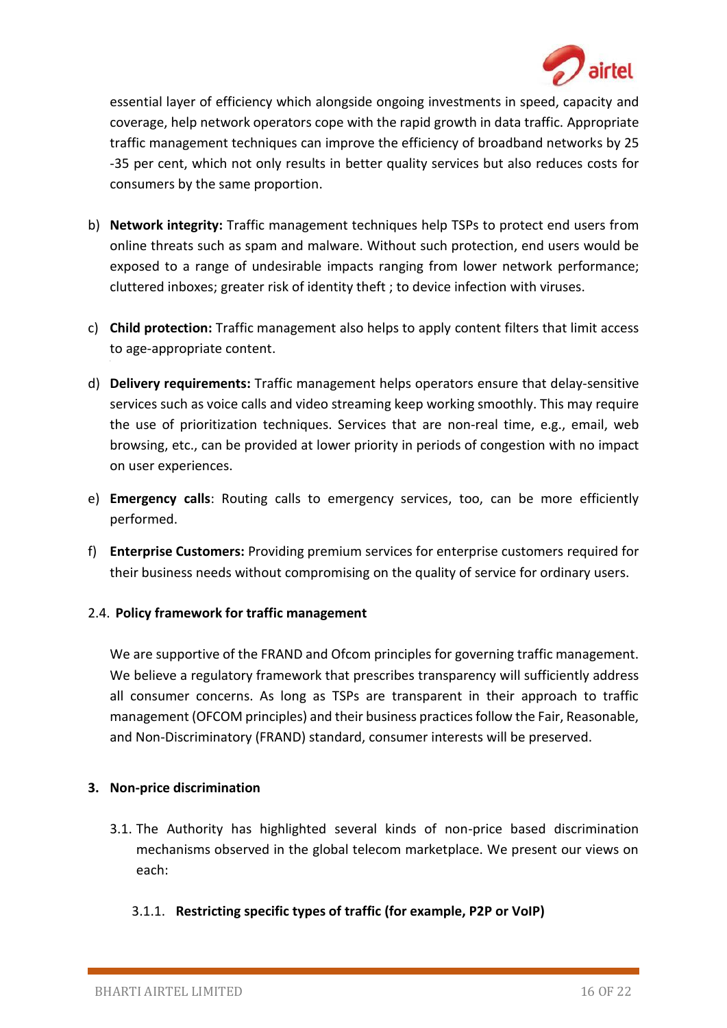essential layer of efficiency which alongside ongoing investments in speed, capacity and coverage, help network operators cope with the rapid growth in data traffic. Appropriate traffic management techniques can improve the efficiency of broadband networks by 25 -35 per cent, which not only results in better quality services but also reduces costs for consumers by the same proportion.

b) **Network integrity:** Traffic management techniques help TSPs to protect end users from online threats such as spam and malware. Without such protection, end users would be exposed to a range of undesirable impacts ranging from lower network performance; cluttered inboxes; greater risk of identity theft ; to device infection with viruses.

c) **Child protection:** Traffic management also helps to apply content filters that limit access to age-appropriate content.

d) **Delivery requirements:** Traffic management helps operators ensure that delay-sensitive services such as voice calls and video streaming keep working smoothly. This may require the use of prioritization techniques. Services that are non-real time, e.g., email, web browsing, etc., can be provided at lower priority in periods of congestion with no impact on user experiences.

e) **Emergency calls**: Routing calls to emergency services, too, can be more efficiently performed.

f) **Enterprise Customers:** Providing premium services for enterprise customers required for their business needs without compromising on the quality of service for ordinary users.

2.4. **Policy framework for traffic management**

We are supportive of the FRAND and Ofcom principles for governing traffic management. We believe a regulatory framework that prescribes transparency will sufficiently address all consumer concerns. As long as TSPs are transparent in their approach to traffic management (OFCOM principles) and their business practices follow the Fair, Reasonable, and Non-Discriminatory (FRAND) standard, consumer interests will be preserved.

## 3. Non-price discrimination

3.1. The Authority has highlighted several kinds of non-price based discrimination mechanisms observed in the global telecom marketplace. We present our views on each:

3.1.1. **Restricting specific types of traffic (for example, P2P or VoIP)**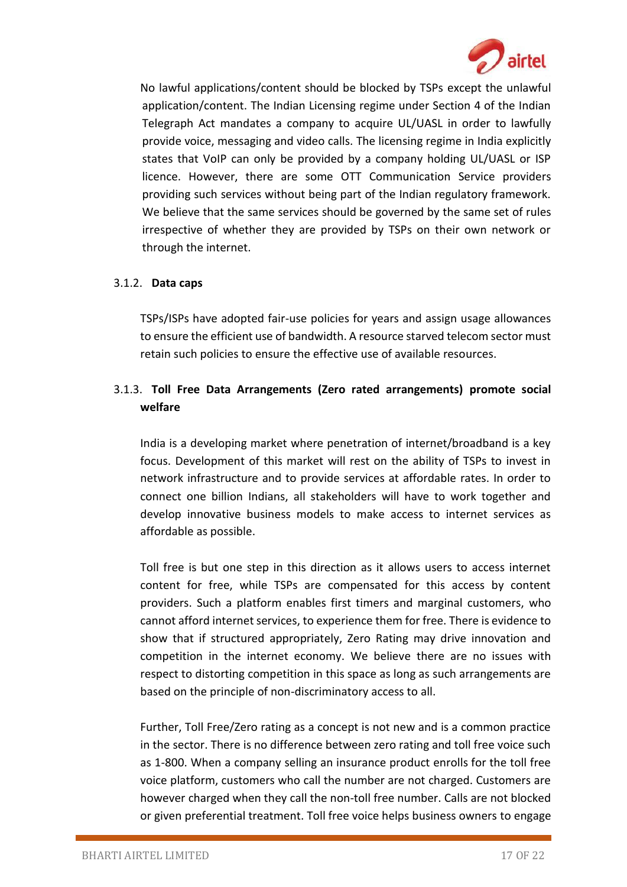No lawful applications/content should be blocked by TSPs except the unlawful application/content. The Indian Licensing regime under Section 4 of the Indian Telegraph Act mandates a company to acquire UL/UASL in order to lawfully provide voice, messaging and video calls. The licensing regime in India explicitly states that VoIP can only be provided by a company holding UL/UASL or ISP licence. However, there are some OTT Communication Service providers providing such services without being part of the Indian regulatory framework. We believe that the same services should be governed by the same set of rules irrespective of whether they are provided by TSPs on their own network or through the internet.

### 3.1.2. **Data caps**

TSPs/ISPs have adopted fair-use policies for years and assign usage allowances to ensure the efficient use of bandwidth. A resource starved telecom sector must retain such policies to ensure the effective use of available resources.

### 3.1.3. **Toll Free Data Arrangements (Zero rated arrangements) promote social welfare**

India is a developing market where penetration of internet/broadband is a key focus. Development of this market will rest on the ability of TSPs to invest in network infrastructure and to provide services at affordable rates. In order to connect one billion Indians, all stakeholders will have to work together and develop innovative business models to make access to internet services as affordable as possible.

Toll free is but one step in this direction as it allows users to access internet content for free, while TSPs are compensated for this access by content providers. Such a platform enables first timers and marginal customers, who cannot afford internet services, to experience them for free. There is evidence to show that if structured appropriately, Zero Rating may drive innovation and competition in the internet economy. We believe there are no issues with respect to distorting competition in this space as long as such arrangements are based on the principle of non-discriminatory access to all.

Further, Toll Free/Zero rating as a concept is not new and is a common practice in the sector. There is no difference between zero rating and toll free voice such as 1-800. When a company selling an insurance product enrolls for the toll free voice platform, customers who call the number are not charged. Customers are however charged when they call the non-toll free number. Calls are not blocked or given preferential treatment. Toll free voice helps business owners to engage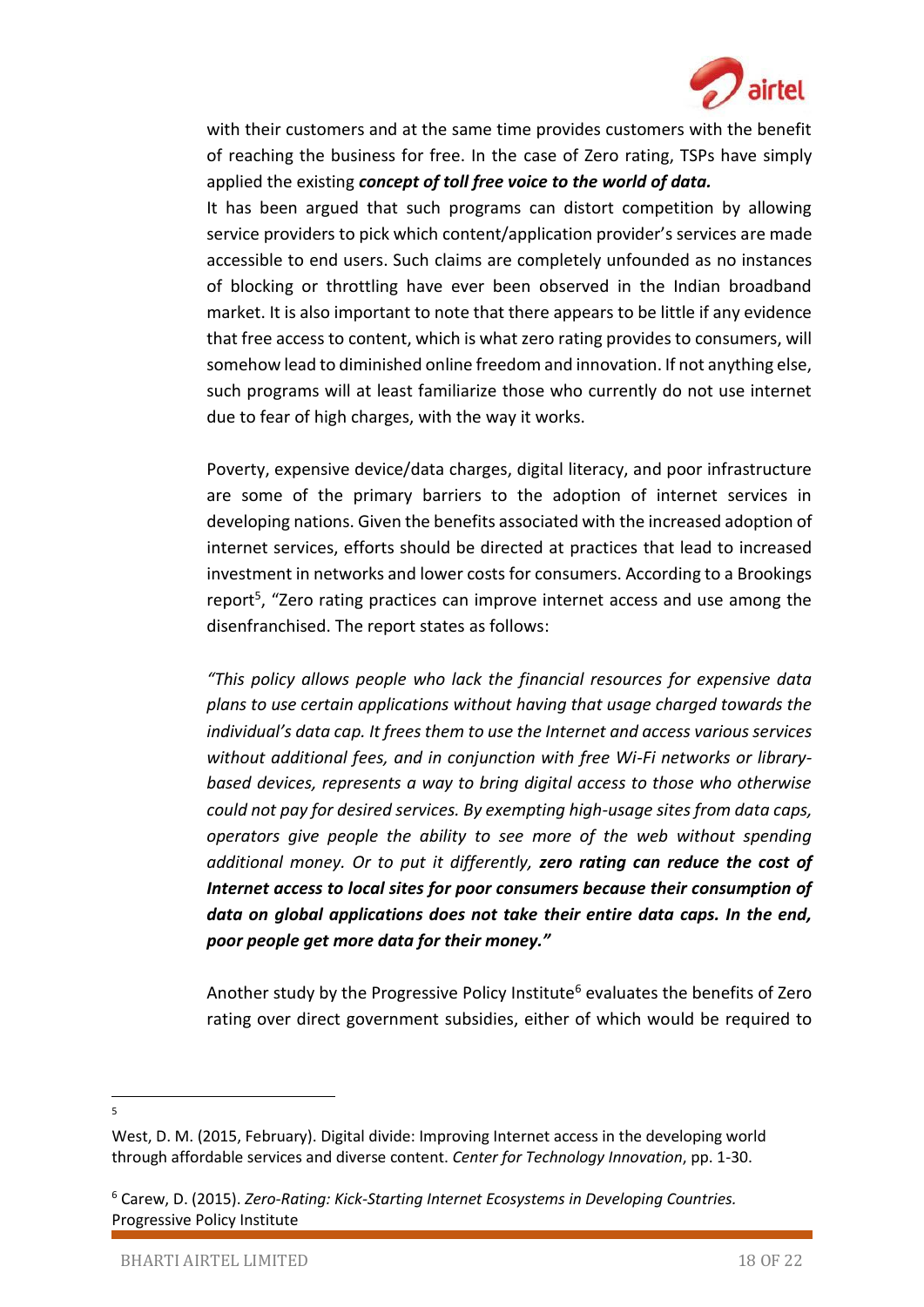with their customers and at the same time provides customers with the benefit of reaching the business for free. In the case of Zero rating, TSPs have simply applied the existing ***concept of toll free voice to the world of data.***

It has been argued that such programs can distort competition by allowing service providers to pick which content/application provider's services are made accessible to end users. Such claims are completely unfounded as no instances of blocking or throttling have ever been observed in the Indian broadband market. It is also important to note that there appears to be little if any evidence that free access to content, which is what zero rating provides to consumers, will somehow lead to diminished online freedom and innovation. If not anything else, such programs will at least familiarize those who currently do not use internet due to fear of high charges, with the way it works.

Poverty, expensive device/data charges, digital literacy, and poor infrastructure are some of the primary barriers to the adoption of internet services in developing nations. Given the benefits associated with the increased adoption of internet services, efforts should be directed at practices that lead to increased investment in networks and lower costs for consumers. According to a Brookings report[5], "Zero rating practices can improve internet access and use among the disenfranchised. The report states as follows:

*"This policy allows people who lack the financial resources for expensive data plans to use certain applications without having that usage charged towards the individual's data cap. It frees them to use the Internet and access various services without additional fees, and in conjunction with free Wi-Fi networks or library-based devices, represents a way to bring digital access to those who otherwise could not pay for desired services. By exempting high-usage sites from data caps, operators give people the ability to see more of the web without spending additional money. Or to put it differently,* ***zero rating can reduce the cost of Internet access to local sites for poor consumers because their consumption of data on global applications does not take their entire data caps. In the end, poor people get more data for their money."***

Another study by the Progressive Policy Institute[6] evaluates the benefits of Zero rating over direct government subsidies, either of which would be required to

---

[5] West, D. M. (2015, February). Digital divide: Improving Internet access in the developing world through affordable services and diverse content. *Center for Technology Innovation*, pp. 1-30.

[6] Carew, D. (2015). *Zero-Rating: Kick-Starting Internet Ecosystems in Developing Countries.* Progressive Policy Institute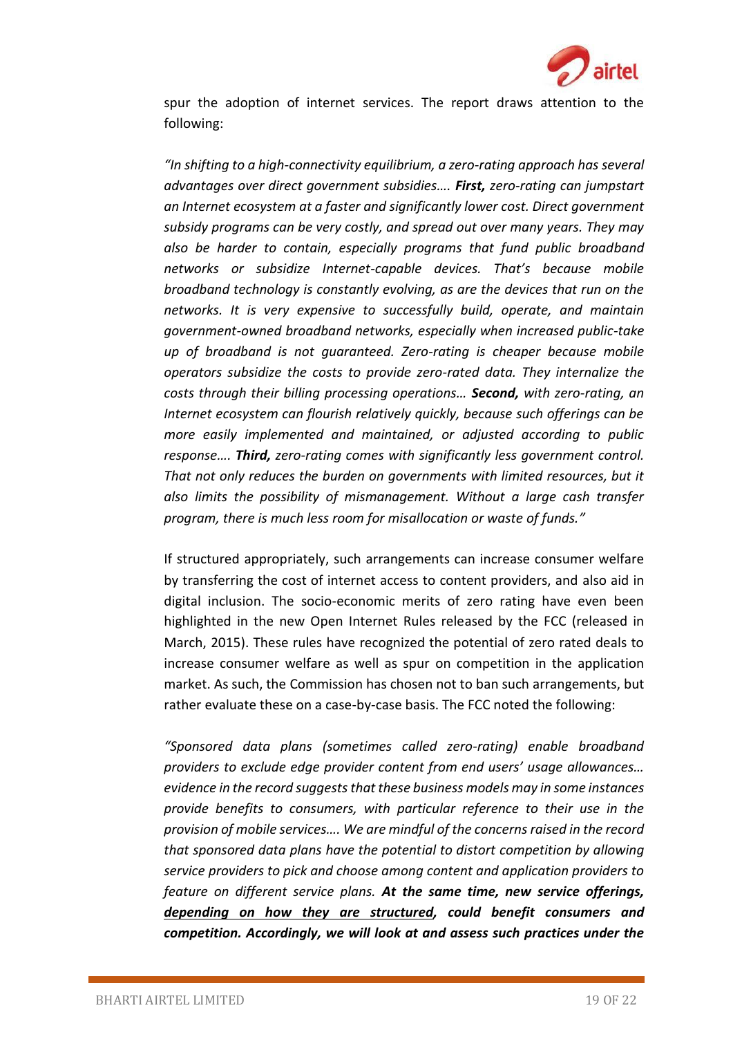spur the adoption of internet services. The report draws attention to the following:

*"In shifting to a high-connectivity equilibrium, a zero-rating approach has several advantages over direct government subsidies…. **First,** zero-rating can jumpstart an Internet ecosystem at a faster and significantly lower cost. Direct government subsidy programs can be very costly, and spread out over many years. They may also be harder to contain, especially programs that fund public broadband networks or subsidize Internet-capable devices. That's because mobile broadband technology is constantly evolving, as are the devices that run on the networks. It is very expensive to successfully build, operate, and maintain government-owned broadband networks, especially when increased public-take up of broadband is not guaranteed. Zero-rating is cheaper because mobile operators subsidize the costs to provide zero-rated data. They internalize the costs through their billing processing operations… **Second,** with zero-rating, an Internet ecosystem can flourish relatively quickly, because such offerings can be more easily implemented and maintained, or adjusted according to public response…. **Third,** zero-rating comes with significantly less government control. That not only reduces the burden on governments with limited resources, but it also limits the possibility of mismanagement. Without a large cash transfer program, there is much less room for misallocation or waste of funds."*

If structured appropriately, such arrangements can increase consumer welfare by transferring the cost of internet access to content providers, and also aid in digital inclusion. The socio-economic merits of zero rating have even been highlighted in the new Open Internet Rules released by the FCC (released in March, 2015). These rules have recognized the potential of zero rated deals to increase consumer welfare as well as spur on competition in the application market. As such, the Commission has chosen not to ban such arrangements, but rather evaluate these on a case-by-case basis. The FCC noted the following:

*"Sponsored data plans (sometimes called zero-rating) enable broadband providers to exclude edge provider content from end users' usage allowances… evidence in the record suggests that these business models may in some instances provide benefits to consumers, with particular reference to their use in the provision of mobile services…. We are mindful of the concerns raised in the record that sponsored data plans have the potential to distort competition by allowing service providers to pick and choose among content and application providers to feature on different service plans. **At the same time, new service offerings, <u>depending on how they are structured</u>, could benefit consumers and competition. Accordingly, we will look at and assess such practices under the***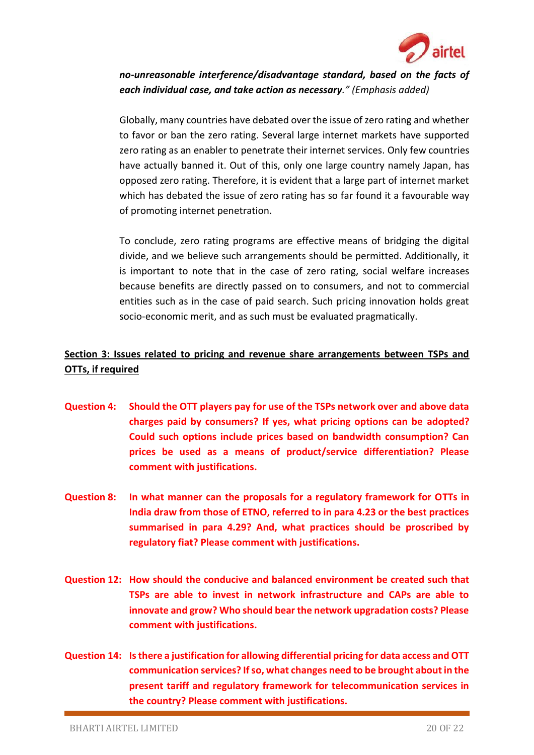***no-unreasonable interference/disadvantage standard, based on the facts of each individual case, and take action as necessary**." (Emphasis added)*

Globally, many countries have debated over the issue of zero rating and whether to favor or ban the zero rating. Several large internet markets have supported zero rating as an enabler to penetrate their internet services. Only few countries have actually banned it. Out of this, only one large country namely Japan, has opposed zero rating. Therefore, it is evident that a large part of internet market which has debated the issue of zero rating has so far found it a favourable way of promoting internet penetration.

To conclude, zero rating programs are effective means of bridging the digital divide, and we believe such arrangements should be permitted. Additionally, it is important to note that in the case of zero rating, social welfare increases because benefits are directly passed on to consumers, and not to commercial entities such as in the case of paid search. Such pricing innovation holds great socio-economic merit, and as such must be evaluated pragmatically.

## Section 3: Issues related to pricing and revenue share arrangements between TSPs and OTTs, if required

**Question 4: Should the OTT players pay for use of the TSPs network over and above data charges paid by consumers? If yes, what pricing options can be adopted? Could such options include prices based on bandwidth consumption? Can prices be used as a means of product/service differentiation? Please comment with justifications.**

**Question 8: In what manner can the proposals for a regulatory framework for OTTs in India draw from those of ETNO, referred to in para 4.23 or the best practices summarised in para 4.29? And, what practices should be proscribed by regulatory fiat? Please comment with justifications.**

**Question 12: How should the conducive and balanced environment be created such that TSPs are able to invest in network infrastructure and CAPs are able to innovate and grow? Who should bear the network upgradation costs? Please comment with justifications.**

**Question 14: Is there a justification for allowing differential pricing for data access and OTT communication services? If so, what changes need to be brought about in the present tariff and regulatory framework for telecommunication services in the country? Please comment with justifications.**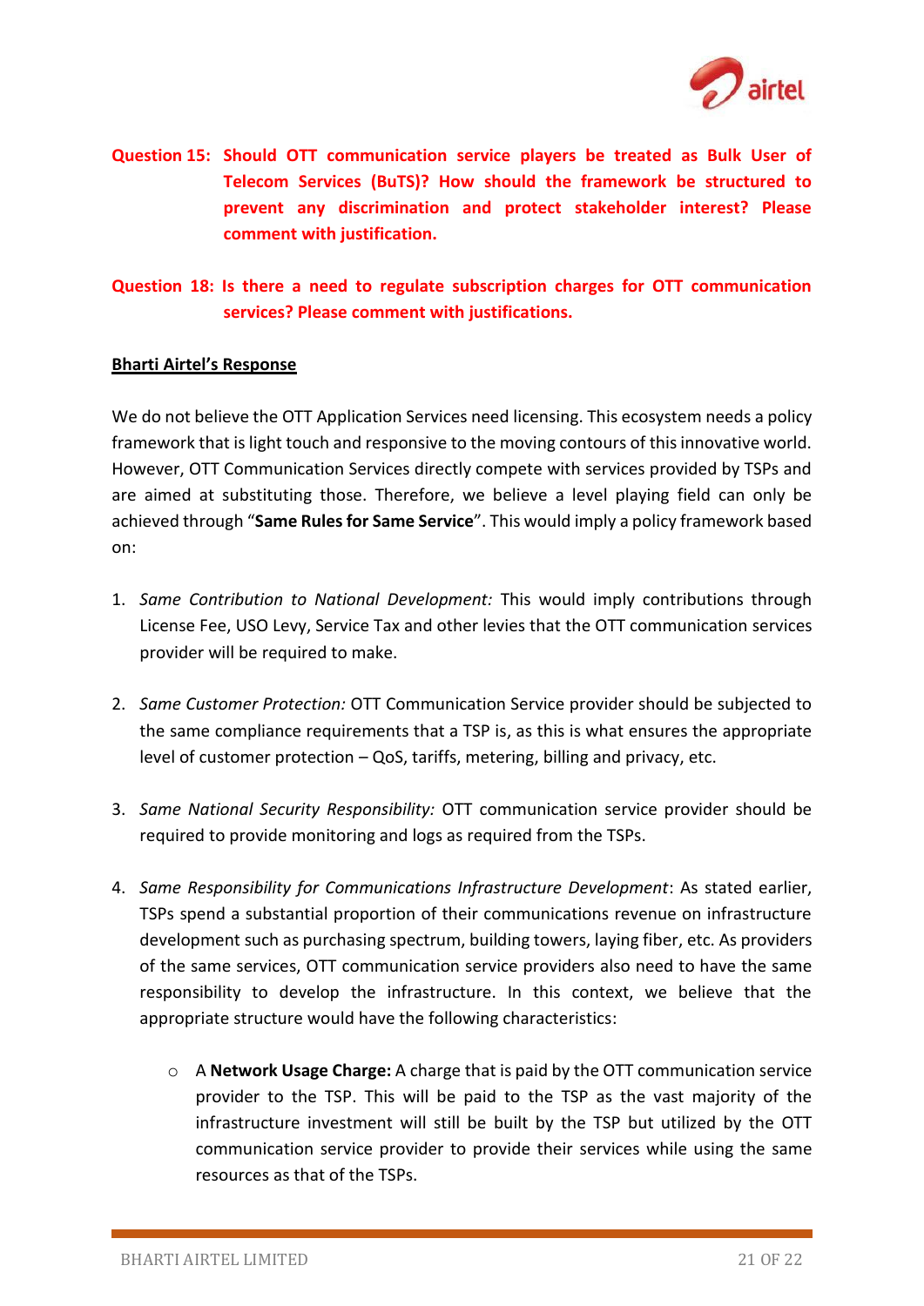**Question 15: Should OTT communication service players be treated as Bulk User of Telecom Services (BuTS)? How should the framework be structured to prevent any discrimination and protect stakeholder interest? Please comment with justification.**

**Question 18: Is there a need to regulate subscription charges for OTT communication services? Please comment with justifications.**

**Bharti Airtel's Response**

We do not believe the OTT Application Services need licensing. This ecosystem needs a policy framework that is light touch and responsive to the moving contours of this innovative world. However, OTT Communication Services directly compete with services provided by TSPs and are aimed at substituting those. Therefore, we believe a level playing field can only be achieved through "**Same Rules for Same Service**". This would imply a policy framework based on:

1. *Same Contribution to National Development:* This would imply contributions through License Fee, USO Levy, Service Tax and other levies that the OTT communication services provider will be required to make.

2. *Same Customer Protection:* OTT Communication Service provider should be subjected to the same compliance requirements that a TSP is, as this is what ensures the appropriate level of customer protection – QoS, tariffs, metering, billing and privacy, etc.

3. *Same National Security Responsibility:* OTT communication service provider should be required to provide monitoring and logs as required from the TSPs.

4. *Same Responsibility for Communications Infrastructure Development*: As stated earlier, TSPs spend a substantial proportion of their communications revenue on infrastructure development such as purchasing spectrum, building towers, laying fiber, etc. As providers of the same services, OTT communication service providers also need to have the same responsibility to develop the infrastructure. In this context, we believe that the appropriate structure would have the following characteristics:

    - A **Network Usage Charge:** A charge that is paid by the OTT communication service provider to the TSP. This will be paid to the TSP as the vast majority of the infrastructure investment will still be built by the TSP but utilized by the OTT communication service provider to provide their services while using the same resources as that of the TSPs.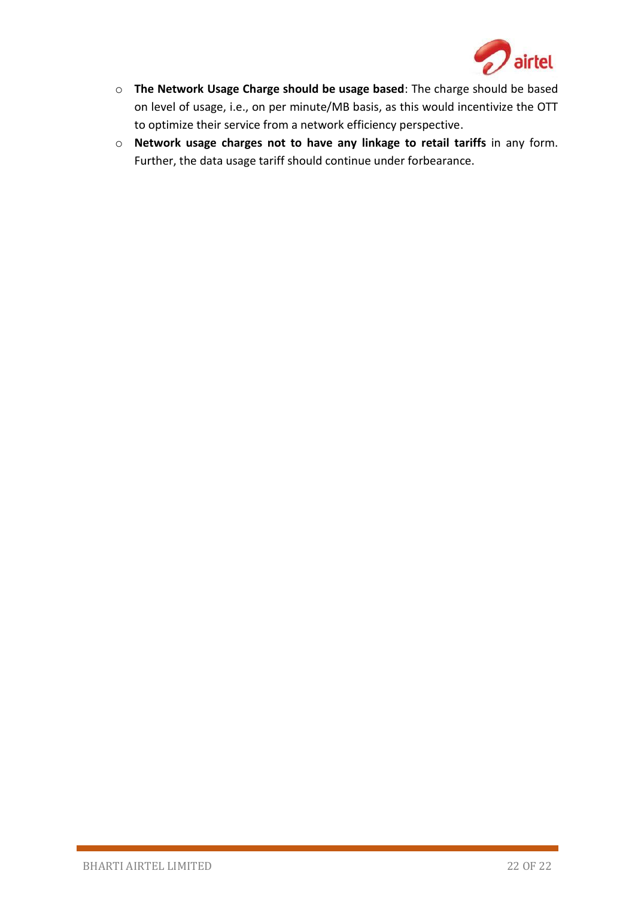- **The Network Usage Charge should be usage based**: The charge should be based on level of usage, i.e., on per minute/MB basis, as this would incentivize the OTT to optimize their service from a network efficiency perspective.
- **Network usage charges not to have any linkage to retail tariffs** in any form. Further, the data usage tariff should continue under forbearance.